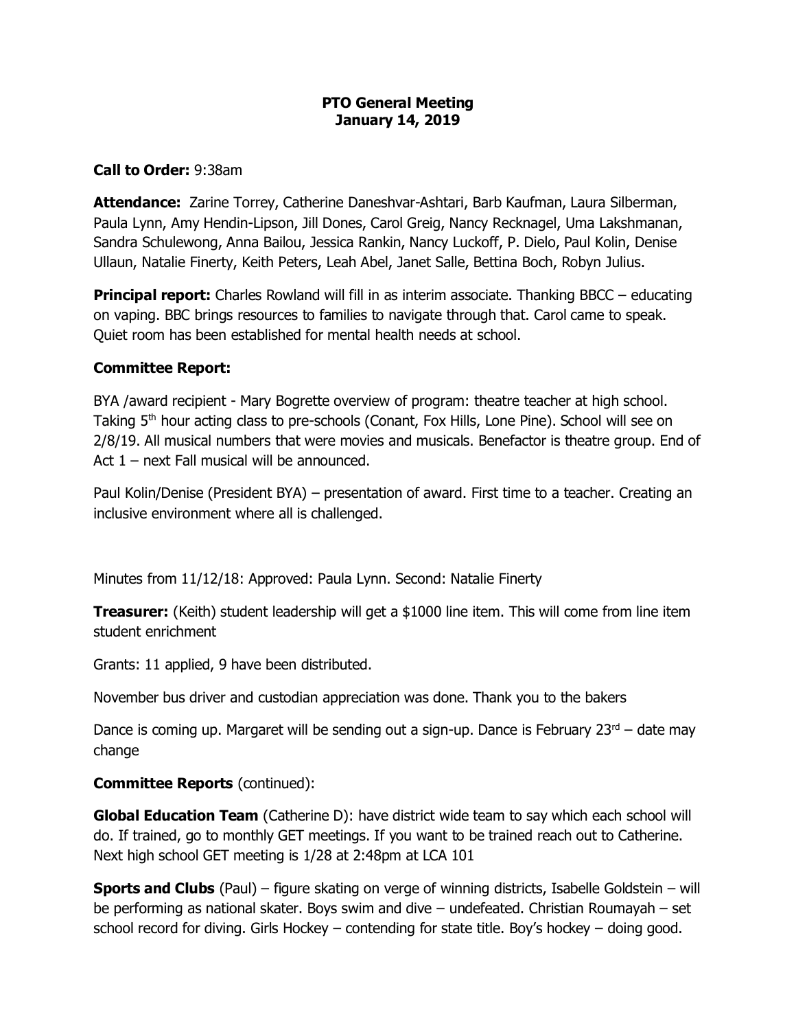# PTO General Meeting
## January 14, 2019

**Call to Order:** 9:38am

**Attendance:** Zarine Torrey, Catherine Daneshvar-Ashtari, Barb Kaufman, Laura Silberman, Paula Lynn, Amy Hendin-Lipson, Jill Dones, Carol Greig, Nancy Recknagel, Uma Lakshmanan, Sandra Schulewong, Anna Bailou, Jessica Rankin, Nancy Luckoff, P. Dielo, Paul Kolin, Denise Ullaun, Natalie Finerty, Keith Peters, Leah Abel, Janet Salle, Bettina Boch, Robyn Julius.

**Principal report:** Charles Rowland will fill in as interim associate. Thanking BBCC – educating on vaping. BBC brings resources to families to navigate through that. Carol came to speak. Quiet room has been established for mental health needs at school.

**Committee Report:**

BYA /award recipient - Mary Bogrette overview of program: theatre teacher at high school. Taking 5th hour acting class to pre-schools (Conant, Fox Hills, Lone Pine). School will see on 2/8/19. All musical numbers that were movies and musicals. Benefactor is theatre group. End of Act 1 – next Fall musical will be announced.

Paul Kolin/Denise (President BYA) – presentation of award. First time to a teacher. Creating an inclusive environment where all is challenged.

Minutes from 11/12/18: Approved: Paula Lynn. Second: Natalie Finerty

**Treasurer:** (Keith) student leadership will get a $1000 line item. This will come from line item student enrichment

Grants: 11 applied, 9 have been distributed.

November bus driver and custodian appreciation was done. Thank you to the bakers

Dance is coming up. Margaret will be sending out a sign-up. Dance is February 23rd – date may change

**Committee Reports** (continued):

**Global Education Team** (Catherine D): have district wide team to say which each school will do. If trained, go to monthly GET meetings. If you want to be trained reach out to Catherine. Next high school GET meeting is 1/28 at 2:48pm at LCA 101

**Sports and Clubs** (Paul) – figure skating on verge of winning districts, Isabelle Goldstein – will be performing as national skater. Boys swim and dive – undefeated. Christian Roumayah – set school record for diving. Girls Hockey – contending for state title. Boy's hockey – doing good.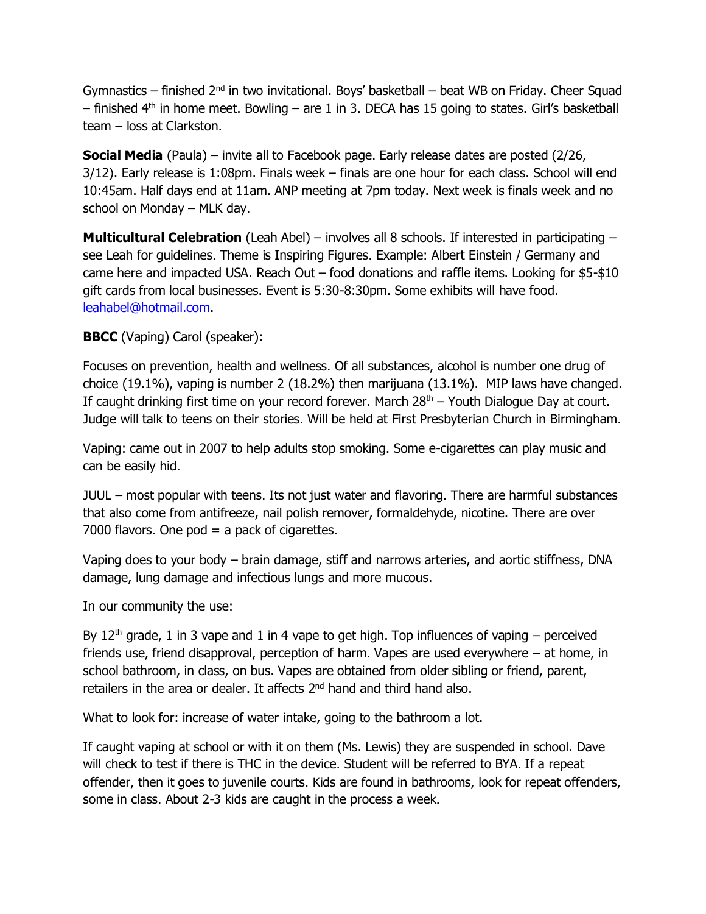Gymnastics – finished 2nd in two invitational. Boys' basketball – beat WB on Friday. Cheer Squad – finished 4th in home meet. Bowling – are 1 in 3. DECA has 15 going to states. Girl's basketball team – loss at Clarkston.

**Social Media** (Paula) – invite all to Facebook page. Early release dates are posted (2/26, 3/12). Early release is 1:08pm. Finals week – finals are one hour for each class. School will end 10:45am. Half days end at 11am. ANP meeting at 7pm today. Next week is finals week and no school on Monday – MLK day.

**Multicultural Celebration** (Leah Abel) – involves all 8 schools. If interested in participating – see Leah for guidelines. Theme is Inspiring Figures. Example: Albert Einstein / Germany and came here and impacted USA. Reach Out – food donations and raffle items. Looking for $5-$10 gift cards from local businesses. Event is 5:30-8:30pm. Some exhibits will have food. leahabel@hotmail.com.

**BBCC** (Vaping) Carol (speaker):

Focuses on prevention, health and wellness. Of all substances, alcohol is number one drug of choice (19.1%), vaping is number 2 (18.2%) then marijuana (13.1%). MIP laws have changed. If caught drinking first time on your record forever. March 28th – Youth Dialogue Day at court. Judge will talk to teens on their stories. Will be held at First Presbyterian Church in Birmingham.

Vaping: came out in 2007 to help adults stop smoking. Some e-cigarettes can play music and can be easily hid.

JUUL – most popular with teens. Its not just water and flavoring. There are harmful substances that also come from antifreeze, nail polish remover, formaldehyde, nicotine. There are over 7000 flavors. One pod = a pack of cigarettes.

Vaping does to your body – brain damage, stiff and narrows arteries, and aortic stiffness, DNA damage, lung damage and infectious lungs and more mucous.

In our community the use:

By 12th grade, 1 in 3 vape and 1 in 4 vape to get high. Top influences of vaping – perceived friends use, friend disapproval, perception of harm. Vapes are used everywhere – at home, in school bathroom, in class, on bus. Vapes are obtained from older sibling or friend, parent, retailers in the area or dealer. It affects 2nd hand and third hand also.

What to look for: increase of water intake, going to the bathroom a lot.

If caught vaping at school or with it on them (Ms. Lewis) they are suspended in school. Dave will check to test if there is THC in the device. Student will be referred to BYA. If a repeat offender, then it goes to juvenile courts. Kids are found in bathrooms, look for repeat offenders, some in class. About 2-3 kids are caught in the process a week.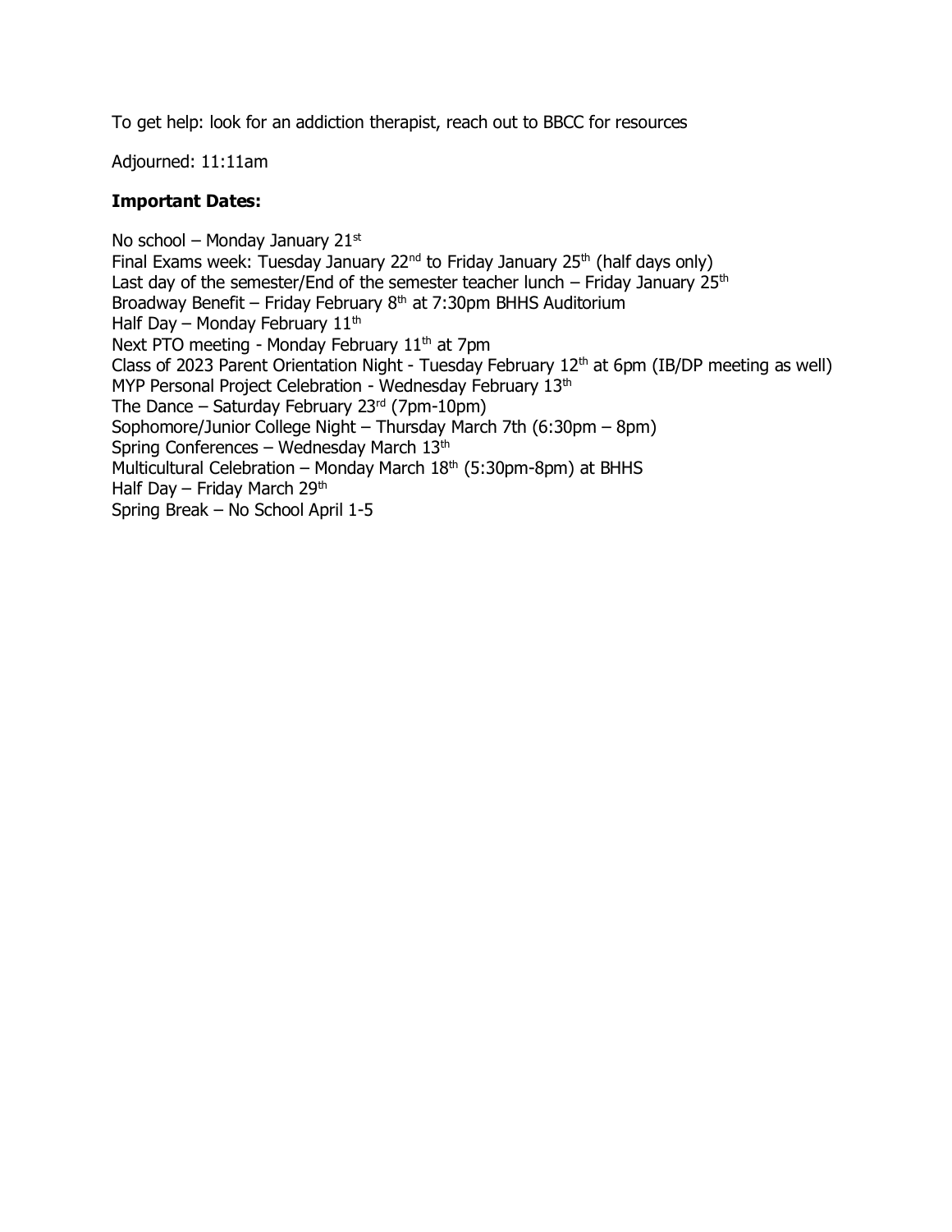To get help: look for an addiction therapist, reach out to BBCC for resources

Adjourned: 11:11am

**Important Dates:**

No school – Monday January 21st
Final Exams week: Tuesday January 22nd to Friday January 25th (half days only)
Last day of the semester/End of the semester teacher lunch – Friday January 25th
Broadway Benefit – Friday February 8th at 7:30pm BHHS Auditorium
Half Day – Monday February 11th
Next PTO meeting - Monday February 11th at 7pm
Class of 2023 Parent Orientation Night - Tuesday February 12th at 6pm (IB/DP meeting as well)
MYP Personal Project Celebration - Wednesday February 13th
The Dance – Saturday February 23rd (7pm-10pm)
Sophomore/Junior College Night – Thursday March 7th (6:30pm – 8pm)
Spring Conferences – Wednesday March 13th
Multicultural Celebration – Monday March 18th (5:30pm-8pm) at BHHS
Half Day – Friday March 29th
Spring Break – No School April 1-5